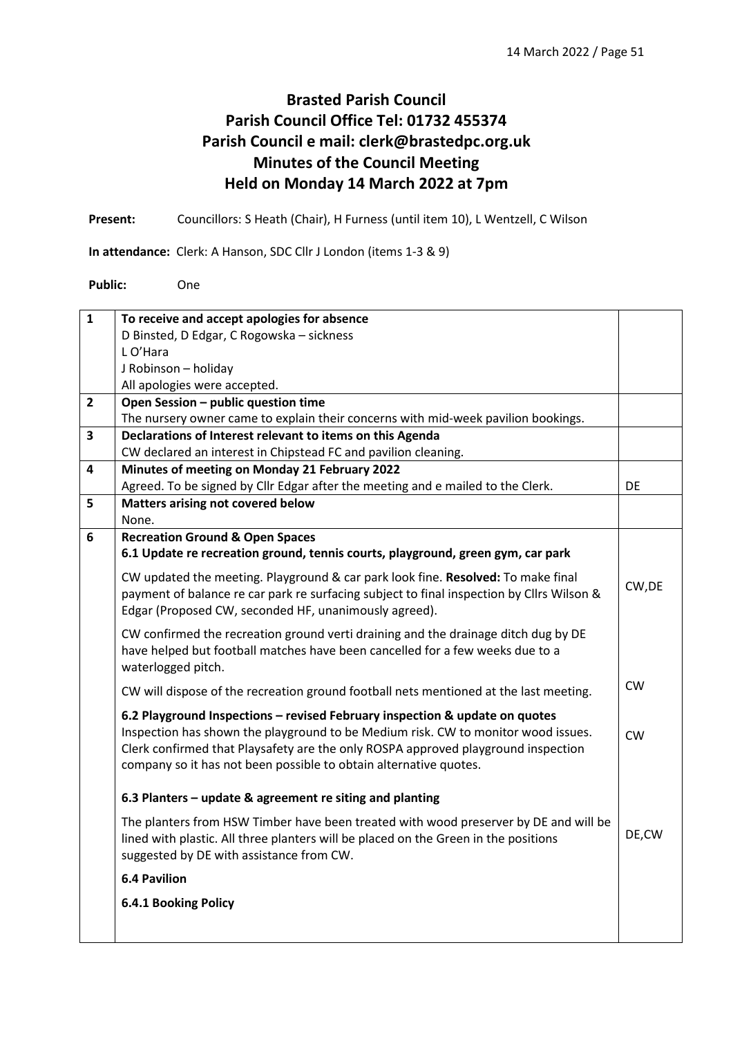# Brasted Parish Council
## Parish Council Office Tel: 01732 455374
## Parish Council e mail: clerk@brastedpc.org.uk
## Minutes of the Council Meeting
## Held on Monday 14 March 2022 at 7pm

**Present:** Councillors: S Heath (Chair), H Furness (until item 10), L Wentzell, C Wilson

**In attendance:** Clerk: A Hanson, SDC Cllr J London (items 1-3 & 9)

**Public:** One

| | | |
|---|---|---|
| **1** | **To receive and accept apologies for absence**<br>D Binsted, D Edgar, C Rogowska – sickness<br>L O'Hara<br>J Robinson – holiday<br>All apologies were accepted. | |
| **2** | **Open Session – public question time**<br>The nursery owner came to explain their concerns with mid-week pavilion bookings. | |
| **3** | **Declarations of Interest relevant to items on this Agenda**<br>CW declared an interest in Chipstead FC and pavilion cleaning. | |
| **4** | **Minutes of meeting on Monday 21 February 2022**<br>Agreed. To be signed by Cllr Edgar after the meeting and e mailed to the Clerk. | DE |
| **5** | **Matters arising not covered below**<br>None. | |
| **6** | **Recreation Ground & Open Spaces**<br>**6.1 Update re recreation ground, tennis courts, playground, green gym, car park** | |
| | CW updated the meeting. Playground & car park look fine. **Resolved:** To make final payment of balance re car park re surfacing subject to final inspection by Cllrs Wilson & Edgar (Proposed CW, seconded HF, unanimously agreed). | CW,DE |
| | CW confirmed the recreation ground verti draining and the drainage ditch dug by DE have helped but football matches have been cancelled for a few weeks due to a waterlogged pitch. | |
| | CW will dispose of the recreation ground football nets mentioned at the last meeting. | CW |
| | **6.2 Playground Inspections – revised February inspection & update on quotes**<br>Inspection has shown the playground to be Medium risk. CW to monitor wood issues. Clerk confirmed that Playsafety are the only ROSPA approved playground inspection company so it has not been possible to obtain alternative quotes. | CW |
| | **6.3 Planters – update & agreement re siting and planting** | |
| | The planters from HSW Timber have been treated with wood preserver by DE and will be lined with plastic. All three planters will be placed on the Green in the positions suggested by DE with assistance from CW. | DE,CW |
| | **6.4 Pavilion** | |
| | **6.4.1 Booking Policy** | |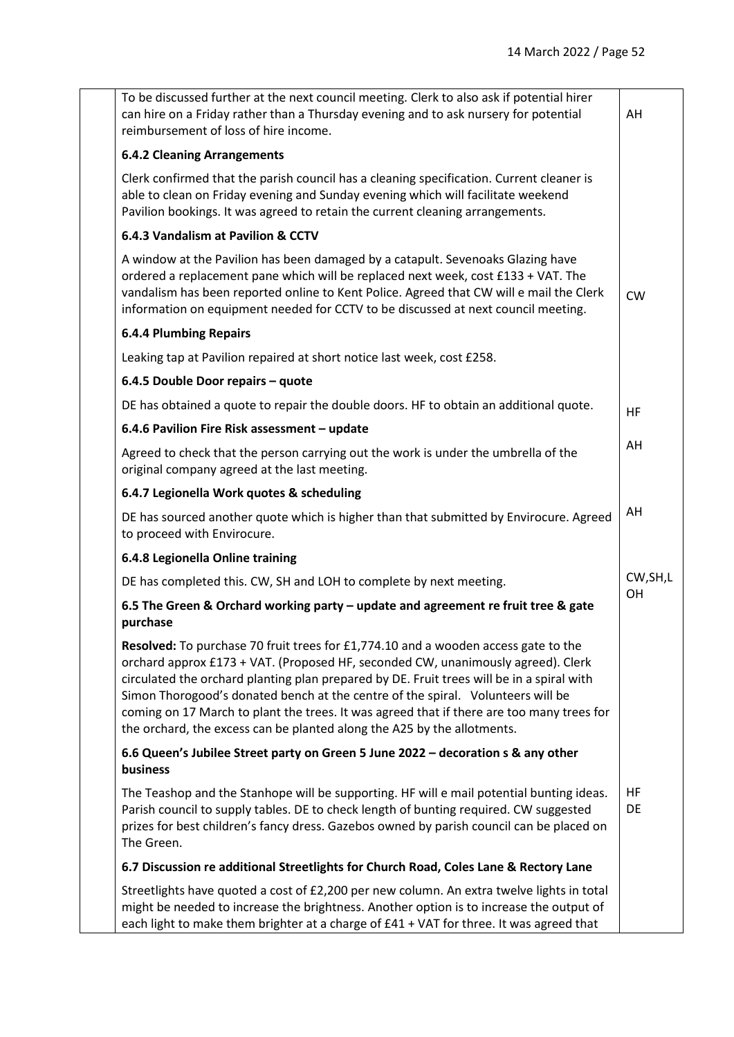| | | |
|---|---|---|
| | To be discussed further at the next council meeting. Clerk to also ask if potential hirer can hire on a Friday rather than a Thursday evening and to ask nursery for potential reimbursement of loss of hire income. | AH |
| | **6.4.2 Cleaning Arrangements** | |
| | Clerk confirmed that the parish council has a cleaning specification. Current cleaner is able to clean on Friday evening and Sunday evening which will facilitate weekend Pavilion bookings. It was agreed to retain the current cleaning arrangements. | |
| | **6.4.3 Vandalism at Pavilion & CCTV** | |
| | A window at the Pavilion has been damaged by a catapult. Sevenoaks Glazing have ordered a replacement pane which will be replaced next week, cost £133 + VAT. The vandalism has been reported online to Kent Police. Agreed that CW will e mail the Clerk information on equipment needed for CCTV to be discussed at next council meeting. | CW |
| | **6.4.4 Plumbing Repairs** | |
| | Leaking tap at Pavilion repaired at short notice last week, cost £258. | |
| | **6.4.5 Double Door repairs – quote** | |
| | DE has obtained a quote to repair the double doors. HF to obtain an additional quote. | HF |
| | **6.4.6 Pavilion Fire Risk assessment – update** | |
| | Agreed to check that the person carrying out the work is under the umbrella of the original company agreed at the last meeting. | AH |
| | **6.4.7 Legionella Work quotes & scheduling** | |
| | DE has sourced another quote which is higher than that submitted by Envirocure. Agreed to proceed with Envirocure. | AH |
| | **6.4.8 Legionella Online training** | |
| | DE has completed this. CW, SH and LOH to complete by next meeting. | CW,SH,LOH |
| | **6.5 The Green & Orchard working party – update and agreement re fruit tree & gate purchase** | |
| | **Resolved:** To purchase 70 fruit trees for £1,774.10 and a wooden access gate to the orchard approx £173 + VAT. (Proposed HF, seconded CW, unanimously agreed). Clerk circulated the orchard planting plan prepared by DE. Fruit trees will be in a spiral with Simon Thorogood's donated bench at the centre of the spiral. Volunteers will be coming on 17 March to plant the trees. It was agreed that if there are too many trees for the orchard, the excess can be planted along the A25 by the allotments. | |
| | **6.6 Queen's Jubilee Street party on Green 5 June 2022 – decoration s & any other business** | |
| | The Teashop and the Stanhope will be supporting. HF will e mail potential bunting ideas. Parish council to supply tables. DE to check length of bunting required. CW suggested prizes for best children's fancy dress. Gazebos owned by parish council can be placed on The Green. | HF<br>DE |
| | **6.7 Discussion re additional Streetlights for Church Road, Coles Lane & Rectory Lane** | |
| | Streetlights have quoted a cost of £2,200 per new column. An extra twelve lights in total might be needed to increase the brightness. Another option is to increase the output of each light to make them brighter at a charge of £41 + VAT for three. It was agreed that | |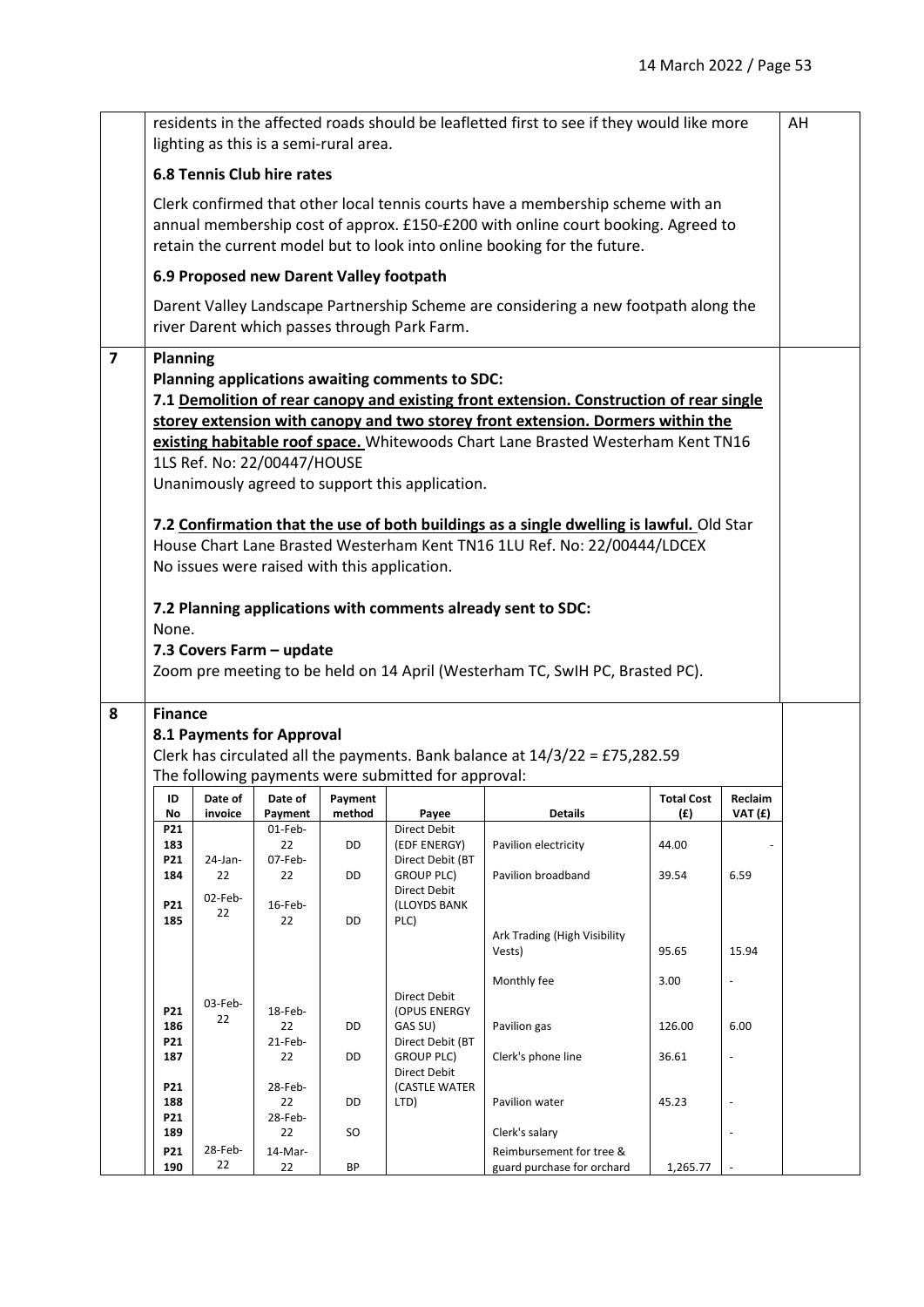residents in the affected roads should be leafletted first to see if they would like more lighting as this is a semi-rural area. AH

### 6.8 Tennis Club hire rates

Clerk confirmed that other local tennis courts have a membership scheme with an annual membership cost of approx. £150-£200 with online court booking. Agreed to retain the current model but to look into online booking for the future.

### 6.9 Proposed new Darent Valley footpath

Darent Valley Landscape Partnership Scheme are considering a new footpath along the river Darent which passes through Park Farm.

## 7 Planning

**Planning applications awaiting comments to SDC:**

**7.1 Demolition of rear canopy and existing front extension. Construction of rear single storey extension with canopy and two storey front extension. Dormers within the existing habitable roof space.** Whitewoods Chart Lane Brasted Westerham Kent TN16 1LS Ref. No: 22/00447/HOUSE
Unanimously agreed to support this application.

**7.2 Confirmation that the use of both buildings as a single dwelling is lawful.** Old Star House Chart Lane Brasted Westerham Kent TN16 1LU Ref. No: 22/00444/LDCEX
No issues were raised with this application.

**7.2 Planning applications with comments already sent to SDC:**
None.

**7.3 Covers Farm – update**
Zoom pre meeting to be held on 14 April (Westerham TC, SwIH PC, Brasted PC).

## 8 Finance

**8.1 Payments for Approval**
Clerk has circulated all the payments. Bank balance at 14/3/22 = £75,282.59
The following payments were submitted for approval:

| ID No | Date of invoice | Date of Payment | Payment method | Payee | Details | Total Cost (£) | Reclaim VAT (£) |
|---|---|---|---|---|---|---|---|
| P21 183 | | 01-Feb-22 | DD | Direct Debit (EDF ENERGY) | Pavilion electricity | 44.00 | - |
| P21 184 | 24-Jan-22 | 07-Feb-22 | DD | Direct Debit (BT GROUP PLC) | Pavilion broadband | 39.54 | 6.59 |
| P21 185 | 02-Feb-22 | 16-Feb-22 | DD | Direct Debit (LLOYDS BANK PLC) | | | |
| | | | | | Ark Trading (High Visibility Vests) | 95.65 | 15.94 |
| | | | | | Monthly fee | 3.00 | - |
| P21 186 | 03-Feb-22 | 18-Feb-22 | DD | Direct Debit (OPUS ENERGY GAS SU) | Pavilion gas | 126.00 | 6.00 |
| P21 187 | | 21-Feb-22 | DD | Direct Debit (BT GROUP PLC) | Clerk's phone line | 36.61 | - |
| P21 188 | | 28-Feb-22 | DD | Direct Debit (CASTLE WATER LTD) | Pavilion water | 45.23 | - |
| P21 189 | | 28-Feb-22 | SO | | Clerk's salary | | - |
| P21 190 | 28-Feb-22 | 14-Mar-22 | BP | | Reimbursement for tree & guard purchase for orchard | 1,265.77 | - |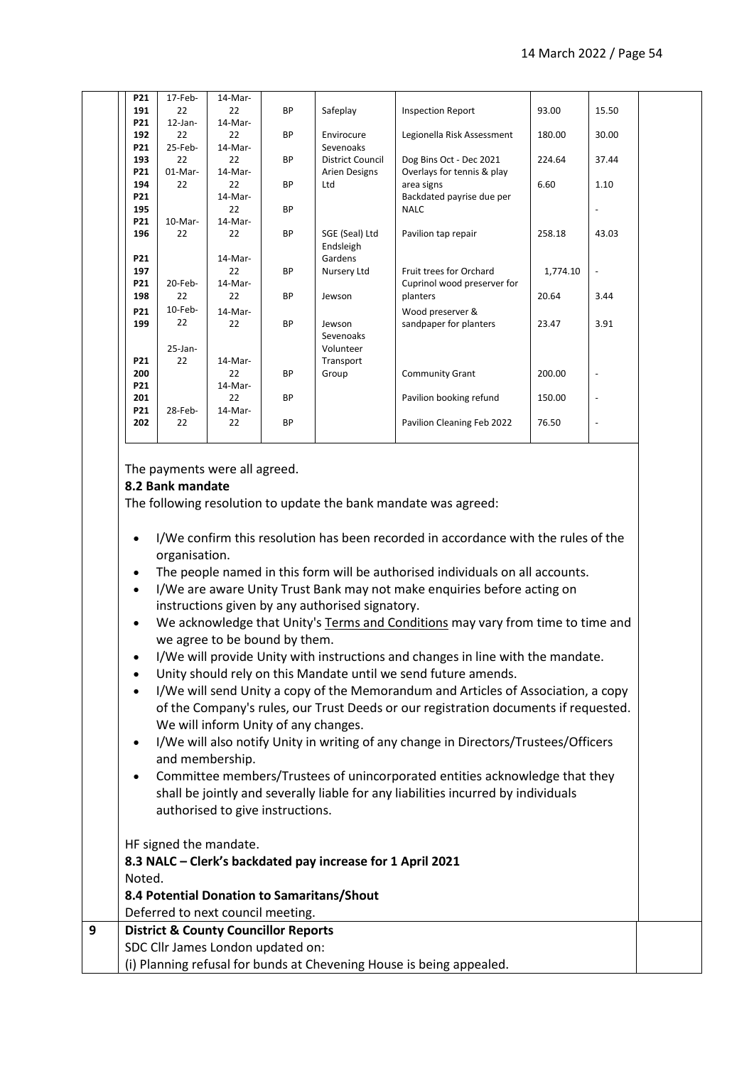| | | | | | | | |
|---|---|---|---|---|---|---|---|
| P21 191 | 17-Feb-22 | 14-Mar-22 | BP | Safeplay | Inspection Report | 93.00 | 15.50 |
| P21 192 | 12-Jan-22 | 14-Mar-22 | BP | Envirocure | Legionella Risk Assessment | 180.00 | 30.00 |
| P21 193 | 25-Feb-22 | 14-Mar-22 | BP | Sevenoaks District Council | Dog Bins Oct - Dec 2021 | 224.64 | 37.44 |
| P21 194 | 01-Mar-22 | 14-Mar-22 | BP | Arien Designs Ltd | Overlays for tennis & play area signs | 6.60 | 1.10 |
| P21 195 | | 14-Mar-22 | BP | | Backdated payrise due per NALC | | - |
| P21 196 | 10-Mar-22 | 14-Mar-22 | BP | SGE (Seal) Ltd | Pavilion tap repair | 258.18 | 43.03 |
| P21 197 | | 14-Mar-22 | BP | Endsleigh Gardens Nursery Ltd | Fruit trees for Orchard | 1,774.10 | - |
| P21 198 | 20-Feb-22 | 14-Mar-22 | BP | Jewson | Cuprinol wood preserver for planters | 20.64 | 3.44 |
| P21 199 | 10-Feb-22 | 14-Mar-22 | BP | Jewson | Wood preserver & sandpaper for planters | 23.47 | 3.91 |
| P21 200 | 25-Jan-22 | 14-Mar-22 | BP | Sevenoaks Volunteer Transport Group | Community Grant | 200.00 | - |
| P21 201 | | 14-Mar-22 | BP | | Pavilion booking refund | 150.00 | - |
| P21 202 | 28-Feb-22 | 14-Mar-22 | BP | | Pavilion Cleaning Feb 2022 | 76.50 | - |

The payments were all agreed.

**8.2 Bank mandate**

The following resolution to update the bank mandate was agreed:

- I/We confirm this resolution has been recorded in accordance with the rules of the organisation.
- The people named in this form will be authorised individuals on all accounts.
- I/We are aware Unity Trust Bank may not make enquiries before acting on instructions given by any authorised signatory.
- We acknowledge that Unity's Terms and Conditions may vary from time to time and we agree to be bound by them.
- I/We will provide Unity with instructions and changes in line with the mandate.
- Unity should rely on this Mandate until we send future amends.
- I/We will send Unity a copy of the Memorandum and Articles of Association, a copy of the Company's rules, our Trust Deeds or our registration documents if requested. We will inform Unity of any changes.
- I/We will also notify Unity in writing of any change in Directors/Trustees/Officers and membership.
- Committee members/Trustees of unincorporated entities acknowledge that they shall be jointly and severally liable for any liabilities incurred by individuals authorised to give instructions.

HF signed the mandate.

**8.3 NALC – Clerk's backdated pay increase for 1 April 2021**

Noted.

**8.4 Potential Donation to Samaritans/Shout**

Deferred to next council meeting.

**9 District & County Councillor Reports**

SDC Cllr James London updated on:

(i) Planning refusal for bunds at Chevening House is being appealed.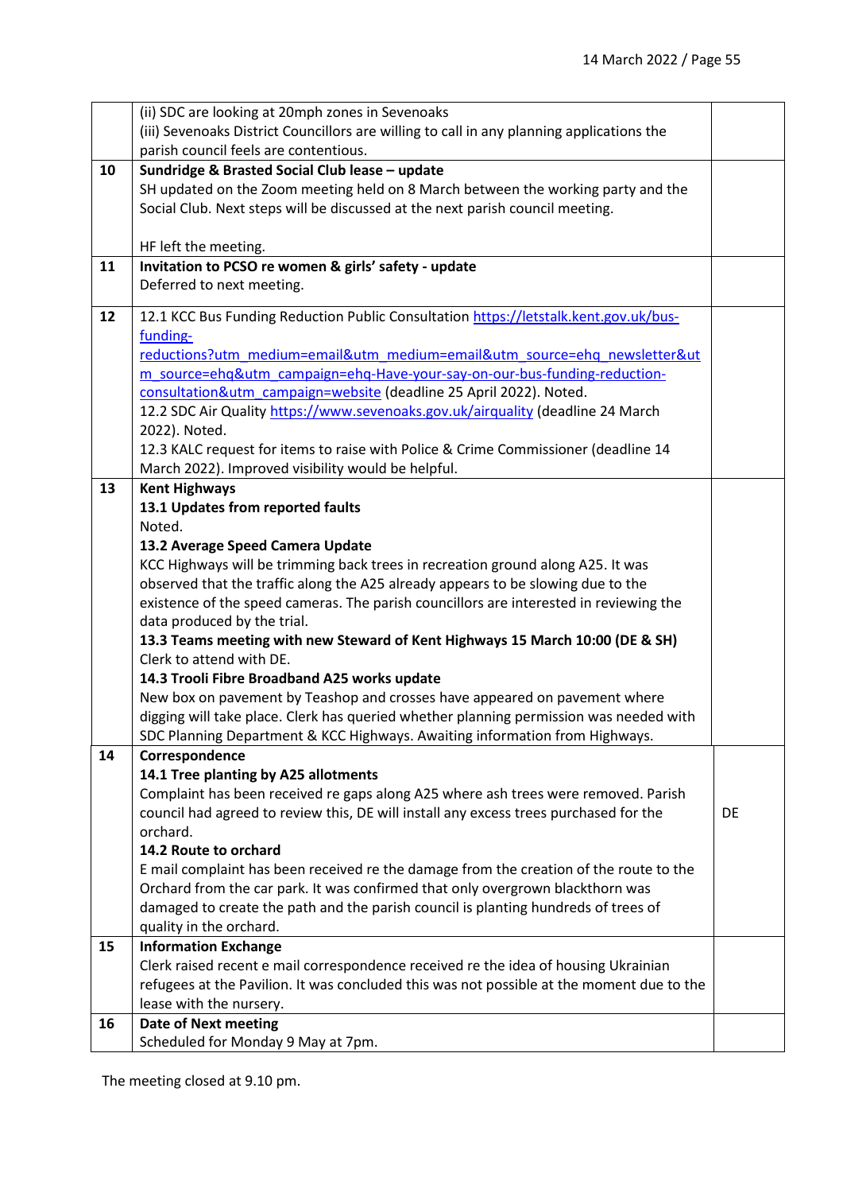| | | |
|---|---|---|
| | (ii) SDC are looking at 20mph zones in Sevenoaks<br>(iii) Sevenoaks District Councillors are willing to call in any planning applications the parish council feels are contentious. | |
| **10** | **Sundridge & Brasted Social Club lease – update**<br>SH updated on the Zoom meeting held on 8 March between the working party and the Social Club. Next steps will be discussed at the next parish council meeting.<br><br>HF left the meeting. | |
| **11** | **Invitation to PCSO re women & girls' safety - update**<br>Deferred to next meeting. | |
| **12** | 12.1 KCC Bus Funding Reduction Public Consultation https://letstalk.kent.gov.uk/bus-funding-reductions?utm_medium=email&utm_medium=email&utm_source=ehq_newsletter&utm_source=ehq&utm_campaign=ehq-Have-your-say-on-our-bus-funding-reduction-consultation&utm_campaign=website (deadline 25 April 2022). Noted.<br>12.2 SDC Air Quality https://www.sevenoaks.gov.uk/airquality (deadline 24 March 2022). Noted.<br>12.3 KALC request for items to raise with Police & Crime Commissioner (deadline 14 March 2022). Improved visibility would be helpful. | |
| **13** | **Kent Highways**<br>**13.1 Updates from reported faults**<br>Noted.<br>**13.2 Average Speed Camera Update**<br>KCC Highways will be trimming back trees in recreation ground along A25. It was observed that the traffic along the A25 already appears to be slowing due to the existence of the speed cameras. The parish councillors are interested in reviewing the data produced by the trial.<br>**13.3 Teams meeting with new Steward of Kent Highways 15 March 10:00 (DE & SH)**<br>Clerk to attend with DE.<br>**14.3 Trooli Fibre Broadband A25 works update**<br>New box on pavement by Teashop and crosses have appeared on pavement where digging will take place. Clerk has queried whether planning permission was needed with SDC Planning Department & KCC Highways. Awaiting information from Highways. | |
| **14** | **Correspondence**<br>**14.1 Tree planting by A25 allotments**<br>Complaint has been received re gaps along A25 where ash trees were removed. Parish council had agreed to review this, DE will install any excess trees purchased for the orchard.<br>**14.2 Route to orchard**<br>E mail complaint has been received re the damage from the creation of the route to the Orchard from the car park. It was confirmed that only overgrown blackthorn was damaged to create the path and the parish council is planting hundreds of trees of quality in the orchard. | DE |
| **15** | **Information Exchange**<br>Clerk raised recent e mail correspondence received re the idea of housing Ukrainian refugees at the Pavilion. It was concluded this was not possible at the moment due to the lease with the nursery. | |
| **16** | **Date of Next meeting**<br>Scheduled for Monday 9 May at 7pm. | |

The meeting closed at 9.10 pm.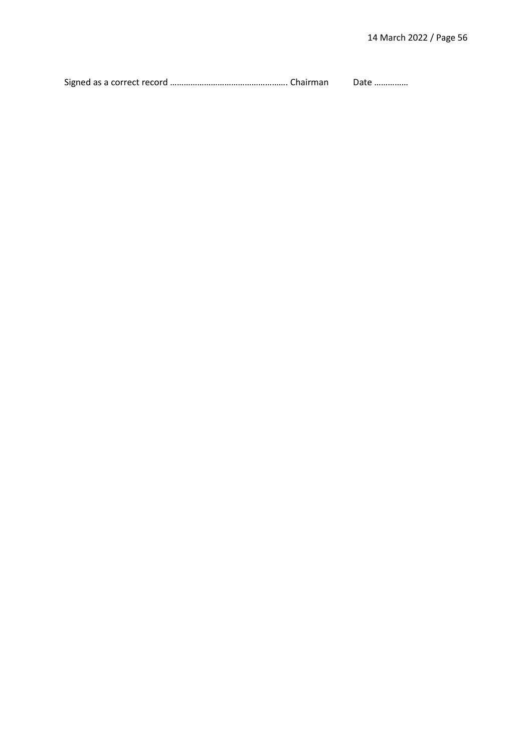Signed as a correct record …………………………………………….. Chairman Date ……………